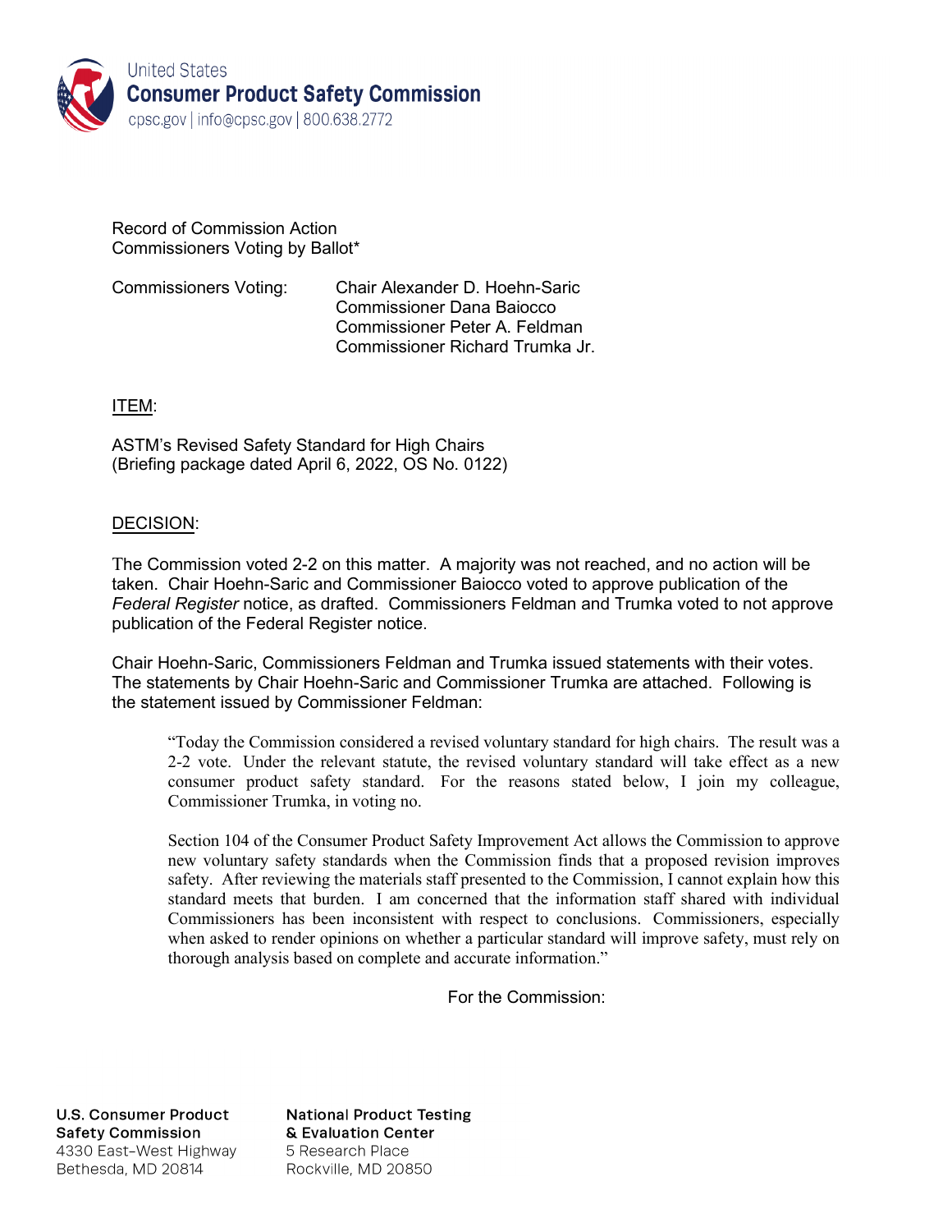United States
**Consumer Product Safety Commission**
cpsc.gov | info@cpsc.gov | 800.638.2772

Record of Commission Action
Commissioners Voting by Ballot*

Commissioners Voting: Chair Alexander D. Hoehn-Saric
Commissioner Dana Baiocco
Commissioner Peter A. Feldman
Commissioner Richard Trumka Jr.

ITEM:

ASTM's Revised Safety Standard for High Chairs
(Briefing package dated April 6, 2022, OS No. 0122)

DECISION:

The Commission voted 2-2 on this matter. A majority was not reached, and no action will be taken. Chair Hoehn-Saric and Commissioner Baiocco voted to approve publication of the *Federal Register* notice, as drafted. Commissioners Feldman and Trumka voted to not approve publication of the Federal Register notice.

Chair Hoehn-Saric, Commissioners Feldman and Trumka issued statements with their votes. The statements by Chair Hoehn-Saric and Commissioner Trumka are attached. Following is the statement issued by Commissioner Feldman:

> "Today the Commission considered a revised voluntary standard for high chairs. The result was a 2-2 vote. Under the relevant statute, the revised voluntary standard will take effect as a new consumer product safety standard. For the reasons stated below, I join my colleague, Commissioner Trumka, in voting no.
>
> Section 104 of the Consumer Product Safety Improvement Act allows the Commission to approve new voluntary safety standards when the Commission finds that a proposed revision improves safety. After reviewing the materials staff presented to the Commission, I cannot explain how this standard meets that burden. I am concerned that the information staff shared with individual Commissioners has been inconsistent with respect to conclusions. Commissioners, especially when asked to render opinions on whether a particular standard will improve safety, must rely on thorough analysis based on complete and accurate information."

For the Commission:

**U.S. Consumer Product Safety Commission**
4330 East-West Highway
Bethesda, MD 20814

**National Product Testing & Evaluation Center**
5 Research Place
Rockville, MD 20850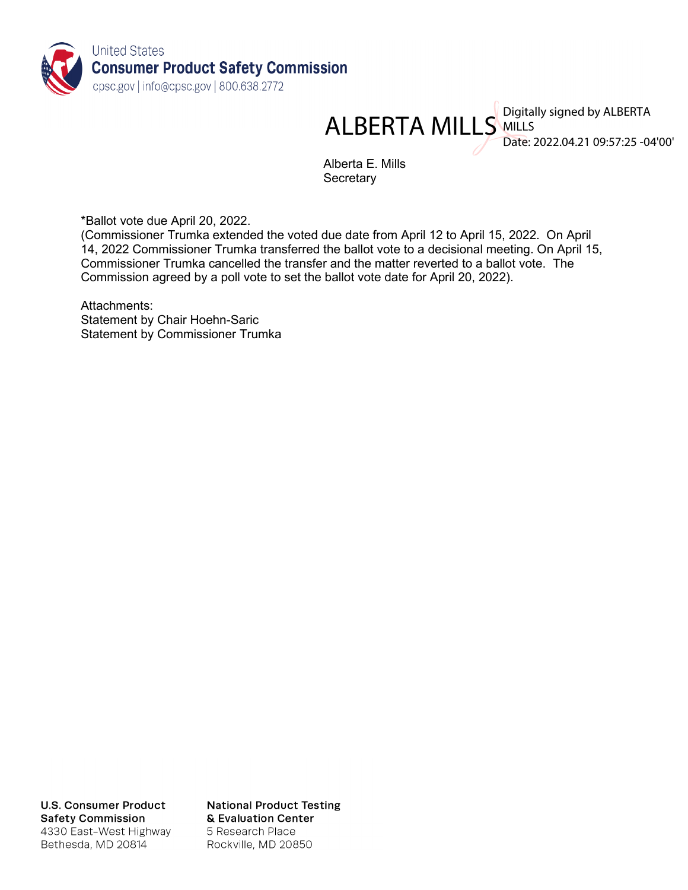ALBERTA MILLS Digitally signed by ALBERTA MILLS
Date: 2022.04.21 09:57:25 -04'00'

Alberta E. Mills
Secretary

*Ballot vote due April 20, 2022.
(Commissioner Trumka extended the voted due date from April 12 to April 15, 2022. On April 14, 2022 Commissioner Trumka transferred the ballot vote to a decisional meeting. On April 15, Commissioner Trumka cancelled the transfer and the matter reverted to a ballot vote. The Commission agreed by a poll vote to set the ballot vote date for April 20, 2022).

Attachments:
Statement by Chair Hoehn-Saric
Statement by Commissioner Trumka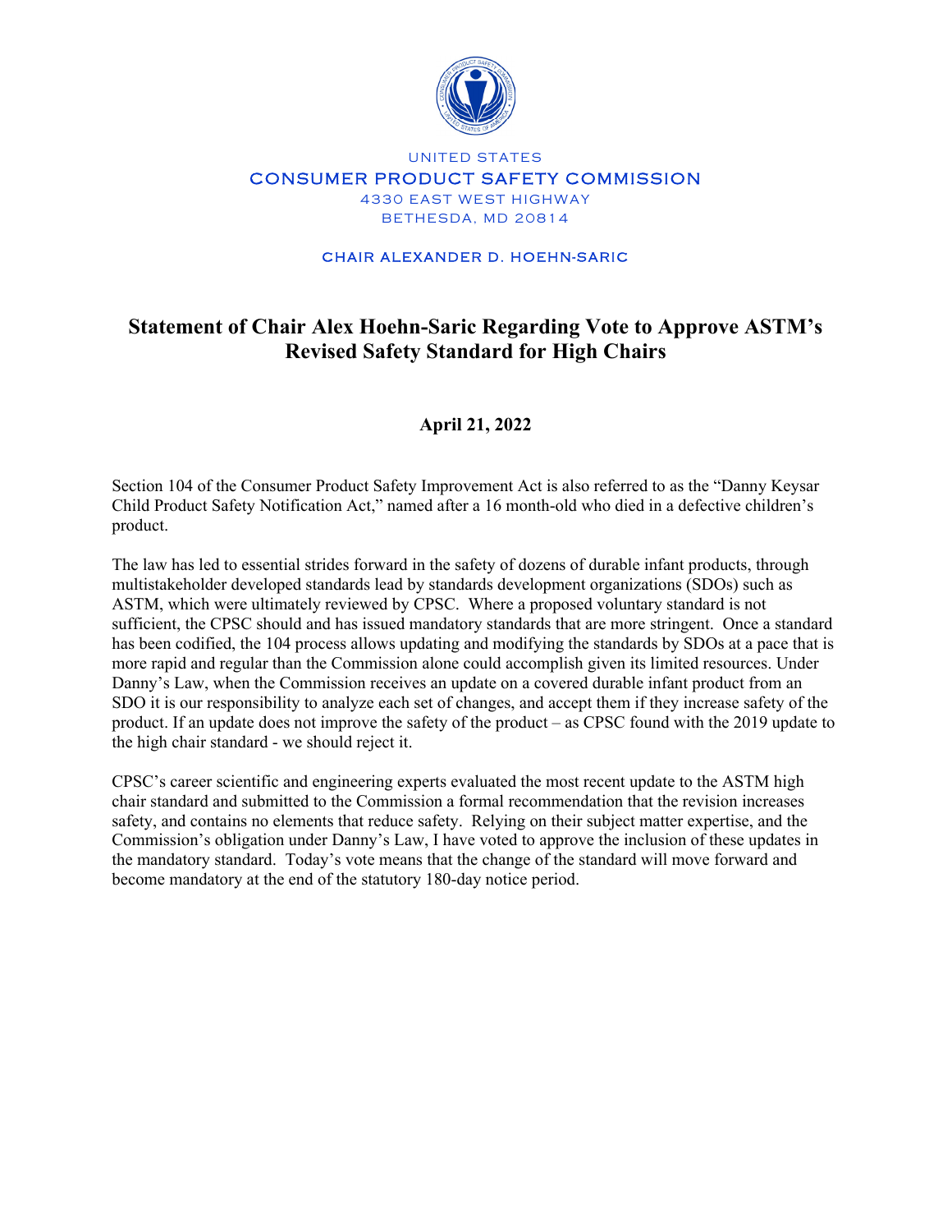UNITED STATES

CONSUMER PRODUCT SAFETY COMMISSION

4330 EAST WEST HIGHWAY

BETHESDA, MD 20814

CHAIR ALEXANDER D. HOEHN-SARIC

# Statement of Chair Alex Hoehn-Saric Regarding Vote to Approve ASTM's Revised Safety Standard for High Chairs

**April 21, 2022**

Section 104 of the Consumer Product Safety Improvement Act is also referred to as the "Danny Keysar Child Product Safety Notification Act," named after a 16 month-old who died in a defective children's product.

The law has led to essential strides forward in the safety of dozens of durable infant products, through multistakeholder developed standards lead by standards development organizations (SDOs) such as ASTM, which were ultimately reviewed by CPSC. Where a proposed voluntary standard is not sufficient, the CPSC should and has issued mandatory standards that are more stringent. Once a standard has been codified, the 104 process allows updating and modifying the standards by SDOs at a pace that is more rapid and regular than the Commission alone could accomplish given its limited resources. Under Danny's Law, when the Commission receives an update on a covered durable infant product from an SDO it is our responsibility to analyze each set of changes, and accept them if they increase safety of the product. If an update does not improve the safety of the product – as CPSC found with the 2019 update to the high chair standard - we should reject it.

CPSC's career scientific and engineering experts evaluated the most recent update to the ASTM high chair standard and submitted to the Commission a formal recommendation that the revision increases safety, and contains no elements that reduce safety. Relying on their subject matter expertise, and the Commission's obligation under Danny's Law, I have voted to approve the inclusion of these updates in the mandatory standard. Today's vote means that the change of the standard will move forward and become mandatory at the end of the statutory 180-day notice period.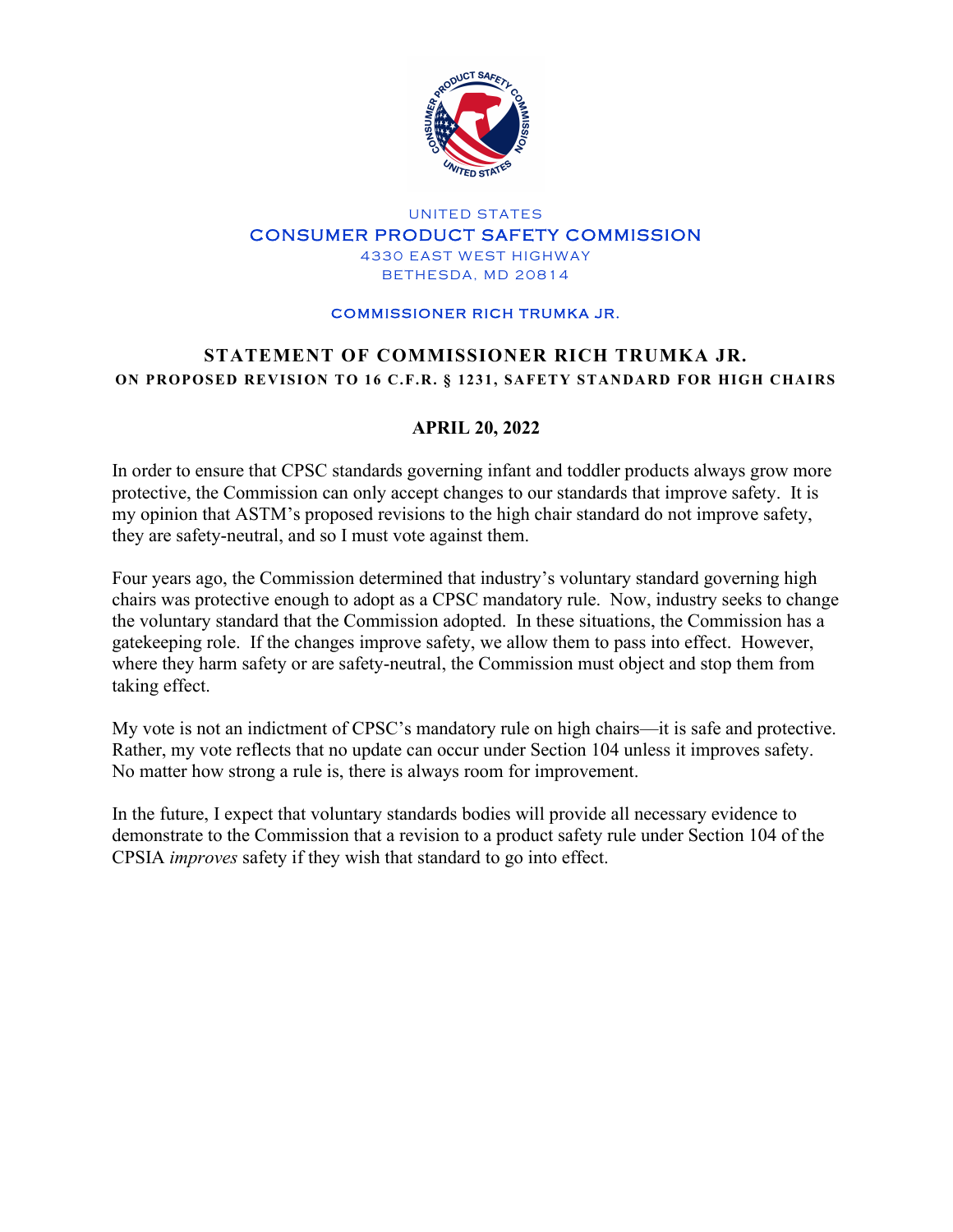UNITED STATES
CONSUMER PRODUCT SAFETY COMMISSION
4330 EAST WEST HIGHWAY
BETHESDA, MD 20814

COMMISSIONER RICH TRUMKA JR.

# STATEMENT OF COMMISSIONER RICH TRUMKA JR.

## ON PROPOSED REVISION TO 16 C.F.R. § 1231, SAFETY STANDARD FOR HIGH CHAIRS

**APRIL 20, 2022**

In order to ensure that CPSC standards governing infant and toddler products always grow more protective, the Commission can only accept changes to our standards that improve safety. It is my opinion that ASTM's proposed revisions to the high chair standard do not improve safety, they are safety-neutral, and so I must vote against them.

Four years ago, the Commission determined that industry's voluntary standard governing high chairs was protective enough to adopt as a CPSC mandatory rule. Now, industry seeks to change the voluntary standard that the Commission adopted. In these situations, the Commission has a gatekeeping role. If the changes improve safety, we allow them to pass into effect. However, where they harm safety or are safety-neutral, the Commission must object and stop them from taking effect.

My vote is not an indictment of CPSC's mandatory rule on high chairs—it is safe and protective. Rather, my vote reflects that no update can occur under Section 104 unless it improves safety. No matter how strong a rule is, there is always room for improvement.

In the future, I expect that voluntary standards bodies will provide all necessary evidence to demonstrate to the Commission that a revision to a product safety rule under Section 104 of the CPSIA *improves* safety if they wish that standard to go into effect.